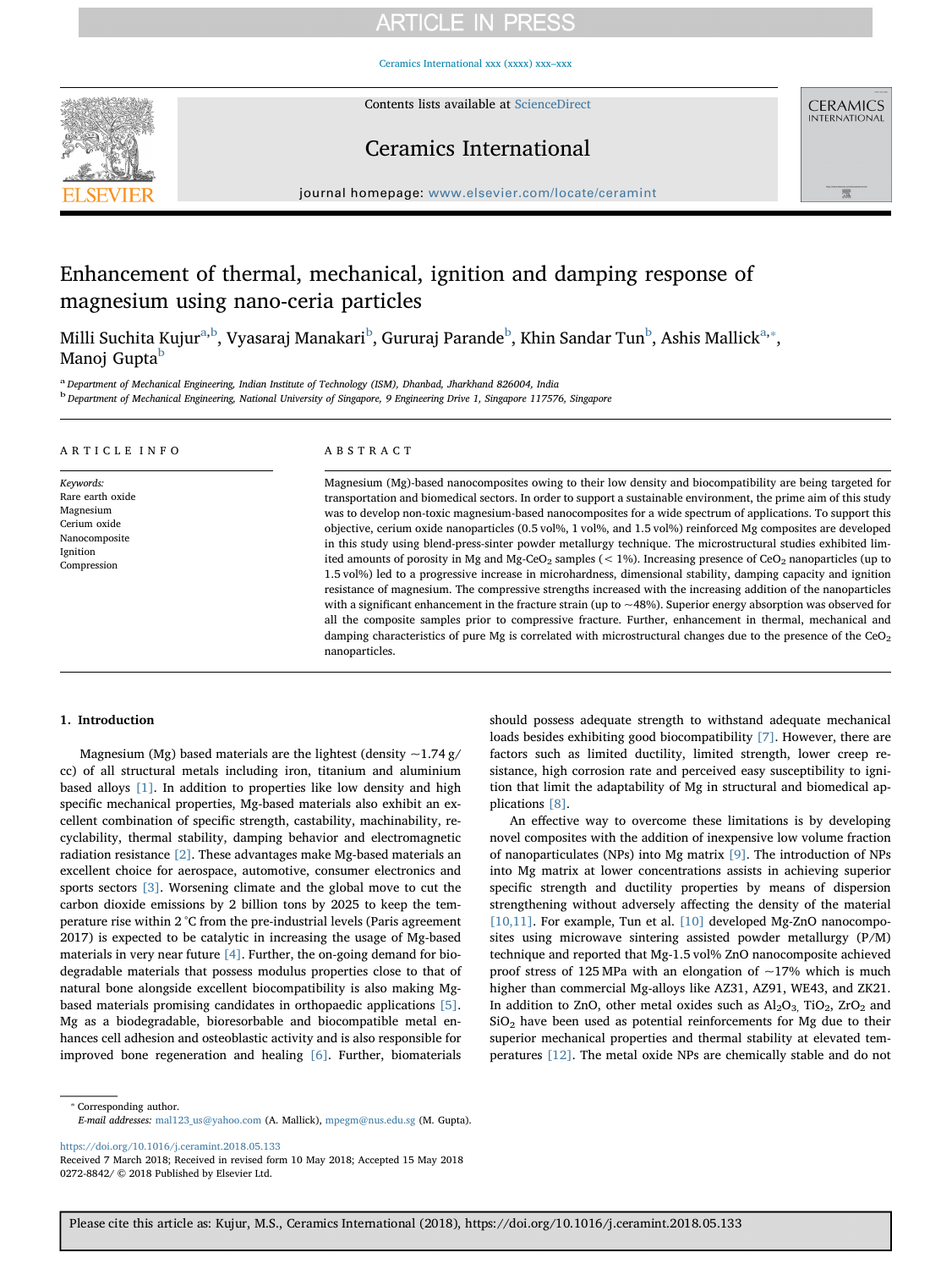# Enhancement of thermal, mechanical, ignition and damping response of magnesium using nano-ceria particles

Milli Suchita Kujur[a,b], Vyasaraj Manakari[b], Gururaj Parande[b], Khin Sandar Tun[b], Ashis Mallick[a,*], Manoj Gupta[b]

[a] Department of Mechanical Engineering, Indian Institute of Technology (ISM), Dhanbad, Jharkhand 826004, India
[b] Department of Mechanical Engineering, National University of Singapore, 9 Engineering Drive 1, Singapore 117576, Singapore

## ARTICLE INFO

*Keywords:*
Rare earth oxide
Magnesium
Cerium oxide
Nanocomposite
Ignition
Compression

## ABSTRACT

Magnesium (Mg)-based nanocomposites owing to their low density and biocompatibility are being targeted for transportation and biomedical sectors. In order to support a sustainable environment, the prime aim of this study was to develop non-toxic magnesium-based nanocomposites for a wide spectrum of applications. To support this objective, cerium oxide nanoparticles (0.5 vol%, 1 vol%, and 1.5 vol%) reinforced Mg composites are developed in this study using blend-press-sinter powder metallurgy technique. The microstructural studies exhibited limited amounts of porosity in Mg and Mg-$CeO_2$ samples (< 1%). Increasing presence of $CeO_2$ nanoparticles (up to 1.5 vol%) led to a progressive increase in microhardness, dimensional stability, damping capacity and ignition resistance of magnesium. The compressive strengths increased with the increasing addition of the nanoparticles with a significant enhancement in the fracture strain (up to ~48%). Superior energy absorption was observed for all the composite samples prior to compressive fracture. Further, enhancement in thermal, mechanical and damping characteristics of pure Mg is correlated with microstructural changes due to the presence of the $CeO_2$ nanoparticles.

## 1. Introduction

Magnesium (Mg) based materials are the lightest (density ~1.74 g/cc) of all structural metals including iron, titanium and aluminium based alloys [1]. In addition to properties like low density and high specific mechanical properties, Mg-based materials also exhibit an excellent combination of specific strength, castability, machinability, recyclability, thermal stability, damping behavior and electromagnetic radiation resistance [2]. These advantages make Mg-based materials an excellent choice for aerospace, automotive, consumer electronics and sports sectors [3]. Worsening climate and the global move to cut the carbon dioxide emissions by 2 billion tons by 2025 to keep the temperature rise within 2 °C from the pre-industrial levels (Paris agreement 2017) is expected to be catalytic in increasing the usage of Mg-based materials in very near future [4]. Further, the on-going demand for biodegradable materials that possess modulus properties close to that of natural bone alongside excellent biocompatibility is also making Mg-based materials promising candidates in orthopaedic applications [5]. Mg as a biodegradable, bioresorbable and biocompatible metal enhances cell adhesion and osteoblastic activity and is also responsible for improved bone regeneration and healing [6]. Further, biomaterials should possess adequate strength to withstand adequate mechanical loads besides exhibiting good biocompatibility [7]. However, there are factors such as limited ductility, limited strength, lower creep resistance, high corrosion rate and perceived easy susceptibility to ignition that limit the adaptability of Mg in structural and biomedical applications [8].

An effective way to overcome these limitations is by developing novel composites with the addition of inexpensive low volume fraction of nanoparticulates (NPs) into Mg matrix [9]. The introduction of NPs into Mg matrix at lower concentrations assists in achieving superior specific strength and ductility properties by means of dispersion strengthening without adversely affecting the density of the material [10,11]. For example, Tun et al. [10] developed Mg-ZnO nanocomposites using microwave sintering assisted powder metallurgy (P/M) technique and reported that Mg-1.5 vol% ZnO nanocomposite achieved proof stress of 125 MPa with an elongation of ~17% which is much higher than commercial Mg-alloys like AZ31, AZ91, WE43, and ZK21. In addition to ZnO, other metal oxides such as $Al_2O_3$, $TiO_2$, $ZrO_2$ and $SiO_2$ have been used as potential reinforcements for Mg due to their superior mechanical properties and thermal stability at elevated temperatures [12]. The metal oxide NPs are chemically stable and do not

* Corresponding author.
*E-mail addresses:* mal123_us@yahoo.com (A. Mallick), mpegm@nus.edu.sg (M. Gupta).

https://doi.org/10.1016/j.ceramint.2018.05.133
Received 7 March 2018; Received in revised form 10 May 2018; Accepted 15 May 2018
0272-8842/ © 2018 Published by Elsevier Ltd.

Please cite this article as: Kujur, M.S., Ceramics International (2018), https://doi.org/10.1016/j.ceramint.2018.05.133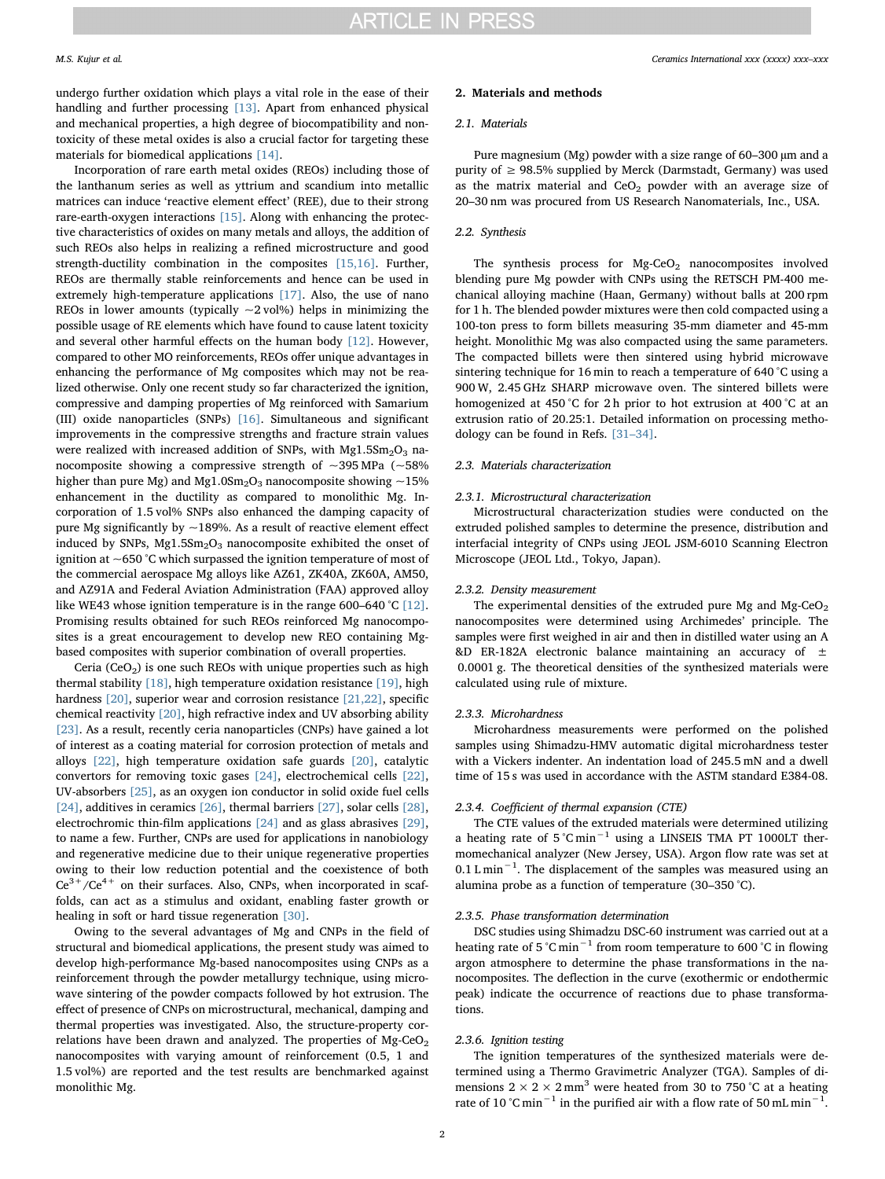undergo further oxidation which plays a vital role in the ease of their handling and further processing [13]. Apart from enhanced physical and mechanical properties, a high degree of biocompatibility and non-toxicity of these metal oxides is also a crucial factor for targeting these materials for biomedical applications [14].

Incorporation of rare earth metal oxides (REOs) including those of the lanthanum series as well as yttrium and scandium into metallic matrices can induce 'reactive element effect' (REE), due to their strong rare-earth-oxygen interactions [15]. Along with enhancing the protective characteristics of oxides on many metals and alloys, the addition of such REOs also helps in realizing a refined microstructure and good strength-ductility combination in the composites [15,16]. Further, REOs are thermally stable reinforcements and hence can be used in extremely high-temperature applications [17]. Also, the use of nano REOs in lower amounts (typically ~2 vol%) helps in minimizing the possible usage of RE elements which have found to cause latent toxicity and several other harmful effects on the human body [12]. However, compared to other MO reinforcements, REOs offer unique advantages in enhancing the performance of Mg composites which may not be realized otherwise. Only one recent study so far characterized the ignition, compressive and damping properties of Mg reinforced with Samarium (III) oxide nanoparticles (SNPs) [16]. Simultaneous and significant improvements in the compressive strengths and fracture strain values were realized with increased addition of SNPs, with $Mg1.5Sm_2O_3$ nanocomposite showing a compressive strength of ~395 MPa (~58% higher than pure Mg) and $Mg1.0Sm_2O_3$ nanocomposite showing ~15% enhancement in the ductility as compared to monolithic Mg. Incorporation of 1.5 vol% SNPs also enhanced the damping capacity of pure Mg significantly by ~189%. As a result of reactive element effect induced by SNPs, $Mg1.5Sm_2O_3$ nanocomposite exhibited the onset of ignition at ~650 °C which surpassed the ignition temperature of most of the commercial aerospace Mg alloys like AZ61, ZK40A, ZK60A, AM50, and AZ91A and Federal Aviation Administration (FAA) approved alloy like WE43 whose ignition temperature is in the range 600–640 °C [12]. Promising results obtained for such REOs reinforced Mg nanocomposites is a great encouragement to develop new REO containing Mg-based composites with superior combination of overall properties.

Ceria ($CeO_2$) is one such REOs with unique properties such as high thermal stability [18], high temperature oxidation resistance [19], high hardness [20], superior wear and corrosion resistance [21,22], specific chemical reactivity [20], high refractive index and UV absorbing ability [23]. As a result, recently ceria nanoparticles (CNPs) have gained a lot of interest as a coating material for corrosion protection of metals and alloys [22], high temperature oxidation safe guards [20], catalytic convertors for removing toxic gases [24], electrochemical cells [22], UV-absorbers [25], as an oxygen ion conductor in solid oxide fuel cells [24], additives in ceramics [26], thermal barriers [27], solar cells [28], electrochromic thin-film applications [24] and as glass abrasives [29], to name a few. Further, CNPs are used for applications in nanobiology and regenerative medicine due to their unique regenerative properties owing to their low reduction potential and the coexistence of both $Ce^{3+}/Ce^{4+}$ on their surfaces. Also, CNPs, when incorporated in scaffolds, can act as a stimulus and oxidant, enabling faster growth or healing in soft or hard tissue regeneration [30].

Owing to the several advantages of Mg and CNPs in the field of structural and biomedical applications, the present study was aimed to develop high-performance Mg-based nanocomposites using CNPs as a reinforcement through the powder metallurgy technique, using microwave sintering of the powder compacts followed by hot extrusion. The effect of presence of CNPs on microstructural, mechanical, damping and thermal properties was investigated. Also, the structure-property correlations have been drawn and analyzed. The properties of $Mg\text{-}CeO_2$ nanocomposites with varying amount of reinforcement (0.5, 1 and 1.5 vol%) are reported and the test results are benchmarked against monolithic Mg.

## 2. Materials and methods

### 2.1. Materials

Pure magnesium (Mg) powder with a size range of 60–300 μm and a purity of ≥ 98.5% supplied by Merck (Darmstadt, Germany) was used as the matrix material and $CeO_2$ powder with an average size of 20–30 nm was procured from US Research Nanomaterials, Inc., USA.

### 2.2. Synthesis

The synthesis process for $Mg\text{-}CeO_2$ nanocomposites involved blending pure Mg powder with CNPs using the RETSCH PM-400 mechanical alloying machine (Haan, Germany) without balls at 200 rpm for 1 h. The blended powder mixtures were then cold compacted using a 100-ton press to form billets measuring 35-mm diameter and 45-mm height. Monolithic Mg was also compacted using the same parameters. The compacted billets were then sintered using hybrid microwave sintering technique for 16 min to reach a temperature of 640 °C using a 900 W, 2.45 GHz SHARP microwave oven. The sintered billets were homogenized at 450 °C for 2 h prior to hot extrusion at 400 °C at an extrusion ratio of 20.25:1. Detailed information on processing methodology can be found in Refs. [31–34].

### 2.3. Materials characterization

#### 2.3.1. Microstructural characterization

Microstructural characterization studies were conducted on the extruded polished samples to determine the presence, distribution and interfacial integrity of CNPs using JEOL JSM-6010 Scanning Electron Microscope (JEOL Ltd., Tokyo, Japan).

#### 2.3.2. Density measurement

The experimental densities of the extruded pure Mg and $Mg\text{-}CeO_2$ nanocomposites were determined using Archimedes' principle. The samples were first weighed in air and then in distilled water using an A &D ER-182A electronic balance maintaining an accuracy of ± 0.0001 g. The theoretical densities of the synthesized materials were calculated using rule of mixture.

#### 2.3.3. Microhardness

Microhardness measurements were performed on the polished samples using Shimadzu-HMV automatic digital microhardness tester with a Vickers indenter. An indentation load of 245.5 mN and a dwell time of 15 s was used in accordance with the ASTM standard E384-08.

#### 2.3.4. Coefficient of thermal expansion (CTE)

The CTE values of the extruded materials were determined utilizing a heating rate of 5 °C $min^{-1}$ using a LINSEIS TMA PT 1000LT thermomechanical analyzer (New Jersey, USA). Argon flow rate was set at 0.1 L $min^{-1}$. The displacement of the samples was measured using an alumina probe as a function of temperature (30–350 °C).

#### 2.3.5. Phase transformation determination

DSC studies using Shimadzu DSC-60 instrument was carried out at a heating rate of 5 °C $min^{-1}$ from room temperature to 600 °C in flowing argon atmosphere to determine the phase transformations in the nanocomposites. The deflection in the curve (exothermic or endothermic peak) indicate the occurrence of reactions due to phase transformations.

#### 2.3.6. Ignition testing

The ignition temperatures of the synthesized materials were determined using a Thermo Gravimetric Analyzer (TGA). Samples of dimensions 2 × 2 × 2 $mm^3$ were heated from 30 to 750 °C at a heating rate of 10 °C $min^{-1}$ in the purified air with a flow rate of 50 mL $min^{-1}$.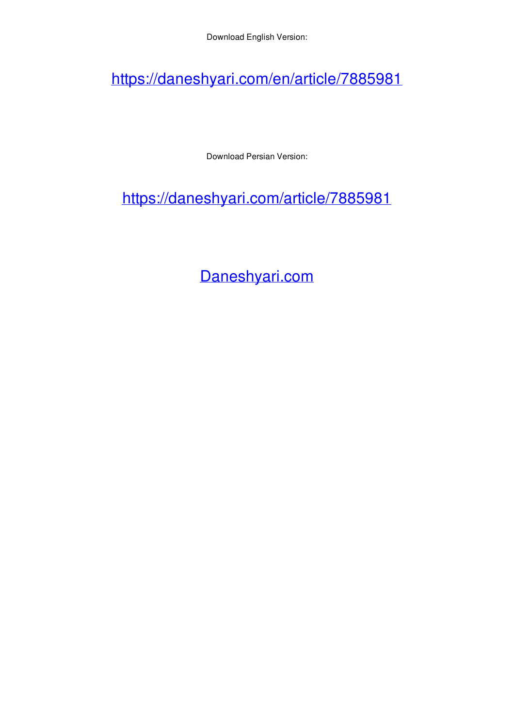Download English Version:

https://daneshyari.com/en/article/7885981

Download Persian Version:

https://daneshyari.com/article/7885981

Daneshyari.com